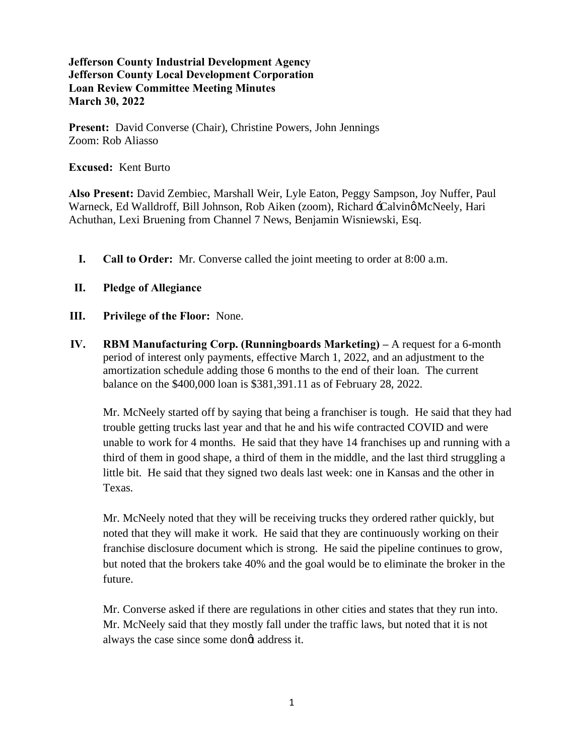**Jefferson County Industrial Development Agency**
**Jefferson County Local Development Corporation**
**Loan Review Committee Meeting Minutes**
**March 30, 2022**

**Present:** David Converse (Chair), Christine Powers, John Jennings
Zoom: Rob Aliasso

**Excused:** Kent Burto

**Also Present:** David Zembiec, Marshall Weir, Lyle Eaton, Peggy Sampson, Joy Nuffer, Paul Warneck, Ed Walldroff, Bill Johnson, Rob Aiken (zoom), Richard "Calvin" McNeely, Hari Achuthan, Lexi Bruening from Channel 7 News, Benjamin Wisniewski, Esq.

I. **Call to Order:** Mr. Converse called the joint meeting to order at 8:00 a.m.

II. **Pledge of Allegiance**

III. **Privilege of the Floor:** None.

IV. **RBM Manufacturing Corp. (Runningboards Marketing) –** A request for a 6-month period of interest only payments, effective March 1, 2022, and an adjustment to the amortization schedule adding those 6 months to the end of their loan. The current balance on the $400,000 loan is $381,391.11 as of February 28, 2022.

Mr. McNeely started off by saying that being a franchiser is tough. He said that they had trouble getting trucks last year and that he and his wife contracted COVID and were unable to work for 4 months. He said that they have 14 franchises up and running with a third of them in good shape, a third of them in the middle, and the last third struggling a little bit. He said that they signed two deals last week: one in Kansas and the other in Texas.

Mr. McNeely noted that they will be receiving trucks they ordered rather quickly, but noted that they will make it work. He said that they are continuously working on their franchise disclosure document which is strong. He said the pipeline continues to grow, but noted that the brokers take 40% and the goal would be to eliminate the broker in the future.

Mr. Converse asked if there are regulations in other cities and states that they run into. Mr. McNeely said that they mostly fall under the traffic laws, but noted that it is not always the case since some don't address it.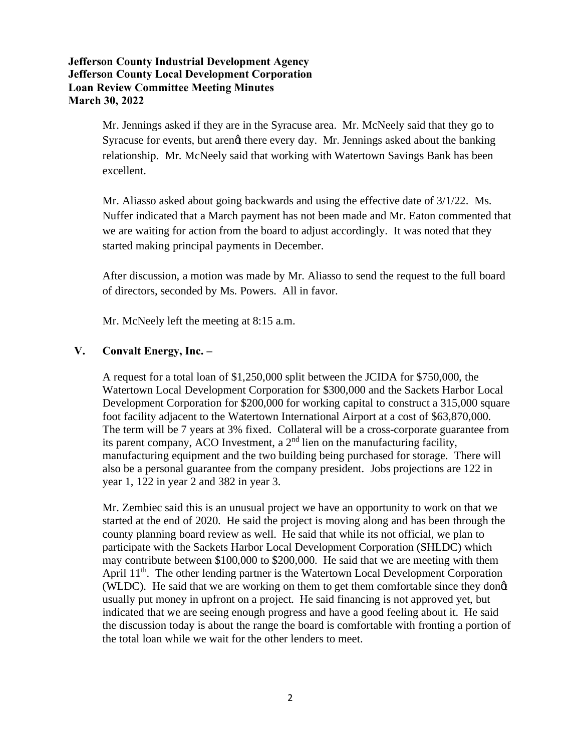Mr. Jennings asked if they are in the Syracuse area. Mr. McNeely said that they go to Syracuse for events, but aren't there every day. Mr. Jennings asked about the banking relationship. Mr. McNeely said that working with Watertown Savings Bank has been excellent.

Mr. Aliasso asked about going backwards and using the effective date of 3/1/22. Ms. Nuffer indicated that a March payment has not been made and Mr. Eaton commented that we are waiting for action from the board to adjust accordingly. It was noted that they started making principal payments in December.

After discussion, a motion was made by Mr. Aliasso to send the request to the full board of directors, seconded by Ms. Powers. All in favor.

Mr. McNeely left the meeting at 8:15 a.m.

## V. Convalt Energy, Inc. –

A request for a total loan of $1,250,000 split between the JCIDA for $750,000, the Watertown Local Development Corporation for $300,000 and the Sackets Harbor Local Development Corporation for $200,000 for working capital to construct a 315,000 square foot facility adjacent to the Watertown International Airport at a cost of $63,870,000. The term will be 7 years at 3% fixed. Collateral will be a cross-corporate guarantee from its parent company, ACO Investment, a 2nd lien on the manufacturing facility, manufacturing equipment and the two building being purchased for storage. There will also be a personal guarantee from the company president. Jobs projections are 122 in year 1, 122 in year 2 and 382 in year 3.

Mr. Zembiec said this is an unusual project we have an opportunity to work on that we started at the end of 2020. He said the project is moving along and has been through the county planning board review as well. He said that while its not official, we plan to participate with the Sackets Harbor Local Development Corporation (SHLDC) which may contribute between $100,000 to $200,000. He said that we are meeting with them April 11th. The other lending partner is the Watertown Local Development Corporation (WLDC). He said that we are working on them to get them comfortable since they don't usually put money in upfront on a project. He said financing is not approved yet, but indicated that we are seeing enough progress and have a good feeling about it. He said the discussion today is about the range the board is comfortable with fronting a portion of the total loan while we wait for the other lenders to meet.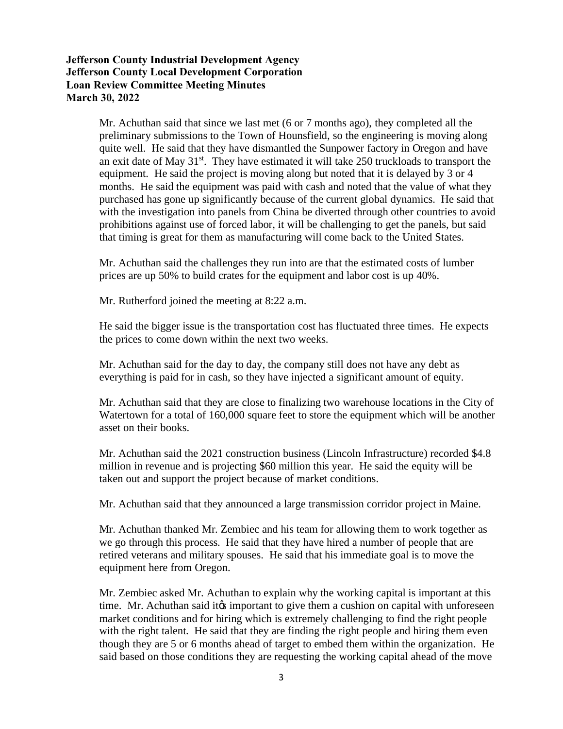**Jefferson County Industrial Development Agency**
**Jefferson County Local Development Corporation**
**Loan Review Committee Meeting Minutes**
**March 30, 2022**

Mr. Achuthan said that since we last met (6 or 7 months ago), they completed all the preliminary submissions to the Town of Hounsfield, so the engineering is moving along quite well. He said that they have dismantled the Sunpower factory in Oregon and have an exit date of May 31st. They have estimated it will take 250 truckloads to transport the equipment. He said the project is moving along but noted that it is delayed by 3 or 4 months. He said the equipment was paid with cash and noted that the value of what they purchased has gone up significantly because of the current global dynamics. He said that with the investigation into panels from China be diverted through other countries to avoid prohibitions against use of forced labor, it will be challenging to get the panels, but said that timing is great for them as manufacturing will come back to the United States.

Mr. Achuthan said the challenges they run into are that the estimated costs of lumber prices are up 50% to build crates for the equipment and labor cost is up 40%.

Mr. Rutherford joined the meeting at 8:22 a.m.

He said the bigger issue is the transportation cost has fluctuated three times. He expects the prices to come down within the next two weeks.

Mr. Achuthan said for the day to day, the company still does not have any debt as everything is paid for in cash, so they have injected a significant amount of equity.

Mr. Achuthan said that they are close to finalizing two warehouse locations in the City of Watertown for a total of 160,000 square feet to store the equipment which will be another asset on their books.

Mr. Achuthan said the 2021 construction business (Lincoln Infrastructure) recorded $4.8 million in revenue and is projecting $60 million this year. He said the equity will be taken out and support the project because of market conditions.

Mr. Achuthan said that they announced a large transmission corridor project in Maine.

Mr. Achuthan thanked Mr. Zembiec and his team for allowing them to work together as we go through this process. He said that they have hired a number of people that are retired veterans and military spouses. He said that his immediate goal is to move the equipment here from Oregon.

Mr. Zembiec asked Mr. Achuthan to explain why the working capital is important at this time. Mr. Achuthan said it's important to give them a cushion on capital with unforeseen market conditions and for hiring which is extremely challenging to find the right people with the right talent. He said that they are finding the right people and hiring them even though they are 5 or 6 months ahead of target to embed them within the organization. He said based on those conditions they are requesting the working capital ahead of the move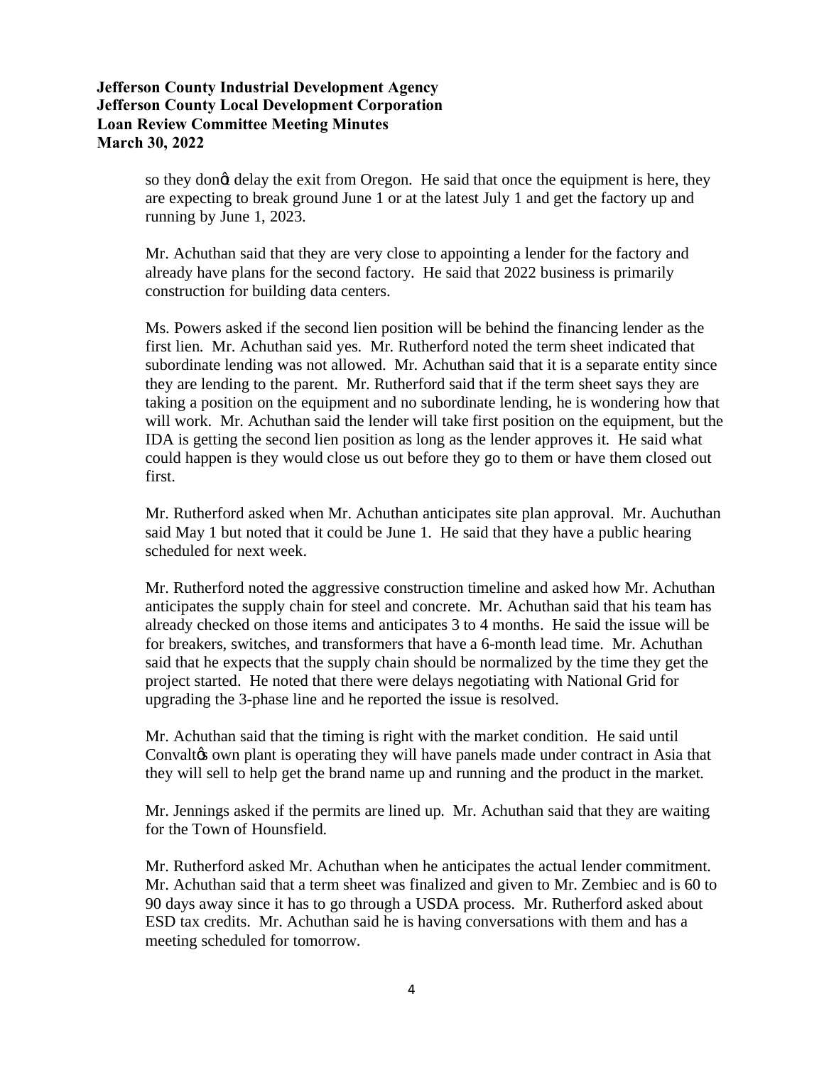so they donőt delay the exit from Oregon. He said that once the equipment is here, they are expecting to break ground June 1 or at the latest July 1 and get the factory up and running by June 1, 2023.

Mr. Achuthan said that they are very close to appointing a lender for the factory and already have plans for the second factory. He said that 2022 business is primarily construction for building data centers.

Ms. Powers asked if the second lien position will be behind the financing lender as the first lien. Mr. Achuthan said yes. Mr. Rutherford noted the term sheet indicated that subordinate lending was not allowed. Mr. Achuthan said that it is a separate entity since they are lending to the parent. Mr. Rutherford said that if the term sheet says they are taking a position on the equipment and no subordinate lending, he is wondering how that will work. Mr. Achuthan said the lender will take first position on the equipment, but the IDA is getting the second lien position as long as the lender approves it. He said what could happen is they would close us out before they go to them or have them closed out first.

Mr. Rutherford asked when Mr. Achuthan anticipates site plan approval. Mr. Auchuthan said May 1 but noted that it could be June 1. He said that they have a public hearing scheduled for next week.

Mr. Rutherford noted the aggressive construction timeline and asked how Mr. Achuthan anticipates the supply chain for steel and concrete. Mr. Achuthan said that his team has already checked on those items and anticipates 3 to 4 months. He said the issue will be for breakers, switches, and transformers that have a 6-month lead time. Mr. Achuthan said that he expects that the supply chain should be normalized by the time they get the project started. He noted that there were delays negotiating with National Grid for upgrading the 3-phase line and he reported the issue is resolved.

Mr. Achuthan said that the timing is right with the market condition. He said until Convaltős own plant is operating they will have panels made under contract in Asia that they will sell to help get the brand name up and running and the product in the market.

Mr. Jennings asked if the permits are lined up. Mr. Achuthan said that they are waiting for the Town of Hounsfield.

Mr. Rutherford asked Mr. Achuthan when he anticipates the actual lender commitment. Mr. Achuthan said that a term sheet was finalized and given to Mr. Zembiec and is 60 to 90 days away since it has to go through a USDA process. Mr. Rutherford asked about ESD tax credits. Mr. Achuthan said he is having conversations with them and has a meeting scheduled for tomorrow.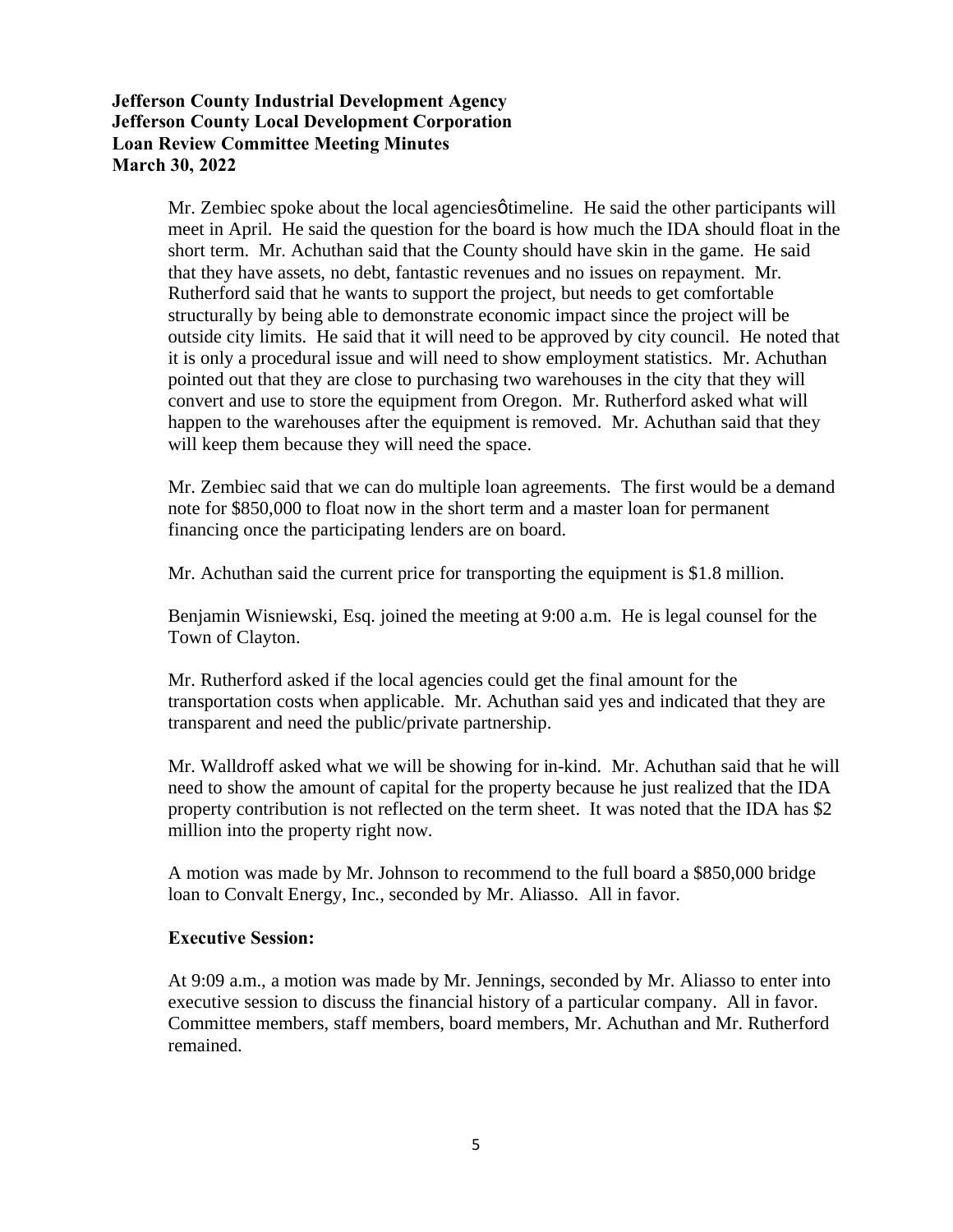**Jefferson County Industrial Development Agency**
**Jefferson County Local Development Corporation**
**Loan Review Committee Meeting Minutes**
**March 30, 2022**

Mr. Zembiec spoke about the local agenciesǿtimeline. He said the other participants will meet in April. He said the question for the board is how much the IDA should float in the short term. Mr. Achuthan said that the County should have skin in the game. He said that they have assets, no debt, fantastic revenues and no issues on repayment. Mr. Rutherford said that he wants to support the project, but needs to get comfortable structurally by being able to demonstrate economic impact since the project will be outside city limits. He said that it will need to be approved by city council. He noted that it is only a procedural issue and will need to show employment statistics. Mr. Achuthan pointed out that they are close to purchasing two warehouses in the city that they will convert and use to store the equipment from Oregon. Mr. Rutherford asked what will happen to the warehouses after the equipment is removed. Mr. Achuthan said that they will keep them because they will need the space.

Mr. Zembiec said that we can do multiple loan agreements. The first would be a demand note for $850,000 to float now in the short term and a master loan for permanent financing once the participating lenders are on board.

Mr. Achuthan said the current price for transporting the equipment is $1.8 million.

Benjamin Wisniewski, Esq. joined the meeting at 9:00 a.m. He is legal counsel for the Town of Clayton.

Mr. Rutherford asked if the local agencies could get the final amount for the transportation costs when applicable. Mr. Achuthan said yes and indicated that they are transparent and need the public/private partnership.

Mr. Walldroff asked what we will be showing for in-kind. Mr. Achuthan said that he will need to show the amount of capital for the property because he just realized that the IDA property contribution is not reflected on the term sheet. It was noted that the IDA has $2 million into the property right now.

A motion was made by Mr. Johnson to recommend to the full board a $850,000 bridge loan to Convalt Energy, Inc., seconded by Mr. Aliasso. All in favor.

**Executive Session:**

At 9:09 a.m., a motion was made by Mr. Jennings, seconded by Mr. Aliasso to enter into executive session to discuss the financial history of a particular company. All in favor. Committee members, staff members, board members, Mr. Achuthan and Mr. Rutherford remained.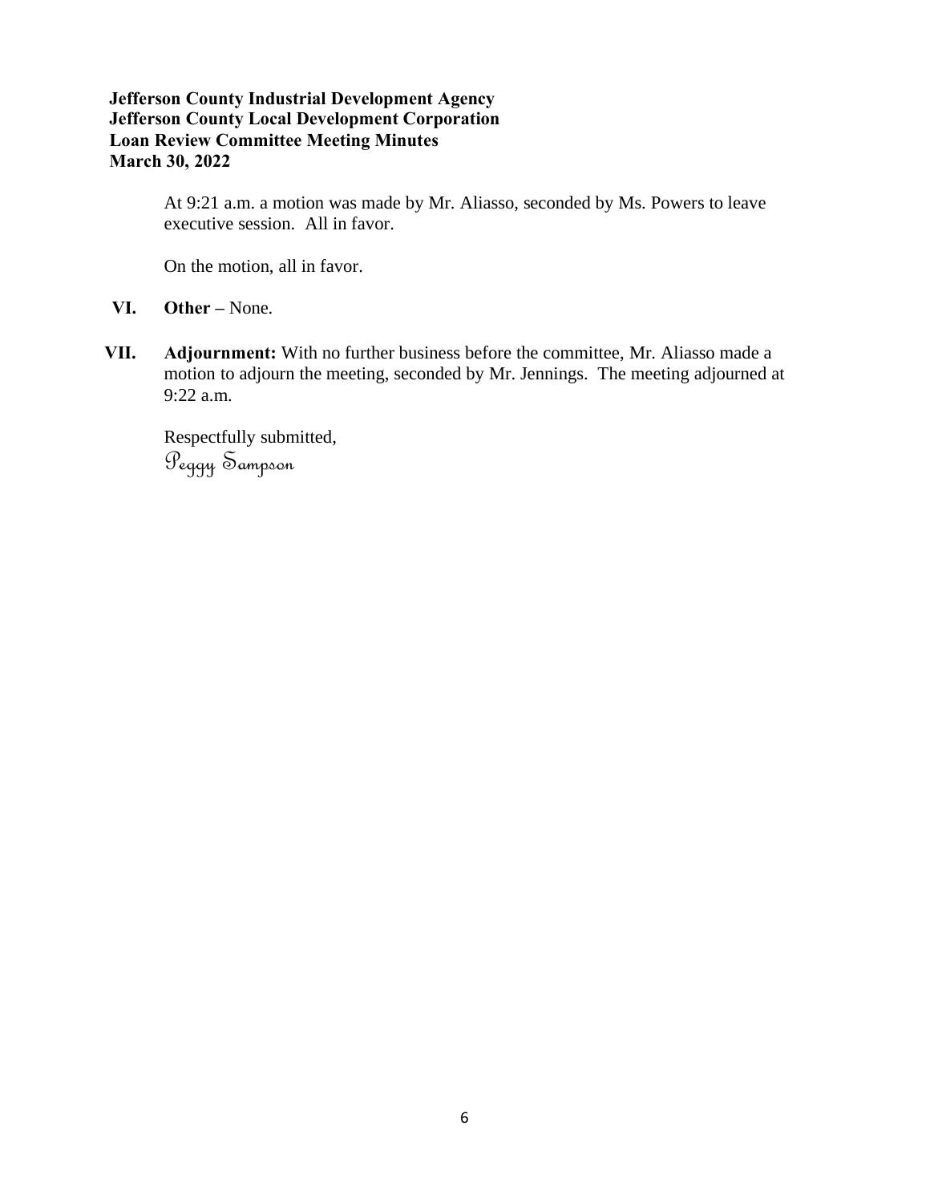At 9:21 a.m. a motion was made by Mr. Aliasso, seconded by Ms. Powers to leave executive session. All in favor.

On the motion, all in favor.

**VI. Other** – None.

**VII. Adjournment:** With no further business before the committee, Mr. Aliasso made a motion to adjourn the meeting, seconded by Mr. Jennings. The meeting adjourned at 9:22 a.m.

Respectfully submitted,
*Peggy Sampson*